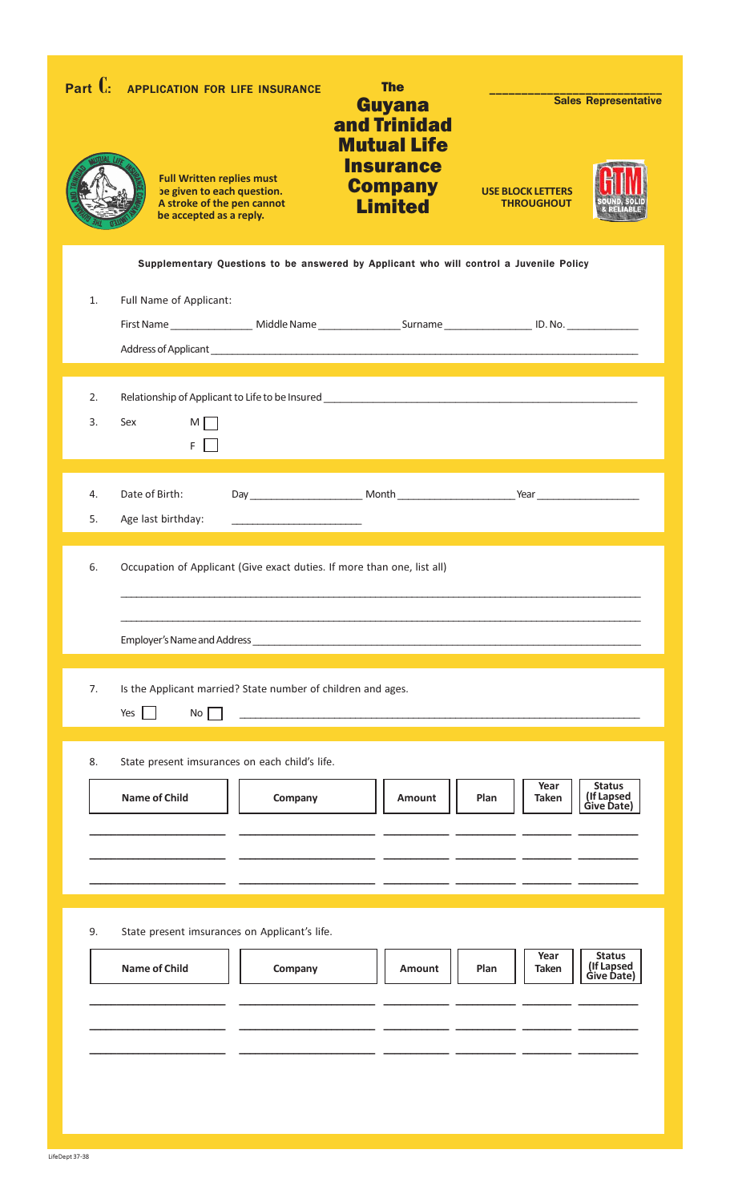**Part C: APPLICATION FOR LIFE INSURANCE**

# The Guyana and Trinidad Mutual Life Insurance Company Limited

_______________________
**Sales Representative**

**Full Written replies must be given to each question. A stroke of the pen cannot be accepted as a reply.**

**USE BLOCK LETTERS THROUGHOUT**

**Supplementary Questions to be answered by Applicant who will control a Juvenile Policy**

1. Full Name of Applicant:

   First Name _______________ Middle Name _______________ Surname _______________ ID. No. _____________

   Address of Applicant ___________________________________________________________________________

2. Relationship of Applicant to Life to be Insured ________________________________________________

3. Sex M ☐ F ☐

4. Date of Birth: Day ___________________ Month ___________________ Year __________________

5. Age last birthday: ______________________

6. Occupation of Applicant (Give exact duties. If more than one, list all)

   ___________________________________________________________________________________________

   ___________________________________________________________________________________________

   Employer's Name and Address _____________________________________________________________________

7. Is the Applicant married? State number of children and ages.

   Yes ☐ No ☐ _____________________________________________________________________________

8. State present imsurances on each child's life.

| Name of Child | Company | Amount | Plan | Year Taken | Status (If Lapsed Give Date) |
|---|---|---|---|---|---|
| | | | | | |
| | | | | | |
| | | | | | |

9. State present imsurances on Applicant's life.

| Name of Child | Company | Amount | Plan | Year Taken | Status (If Lapsed Give Date) |
|---|---|---|---|---|---|
| | | | | | |
| | | | | | |
| | | | | | |

LifeDept 37-38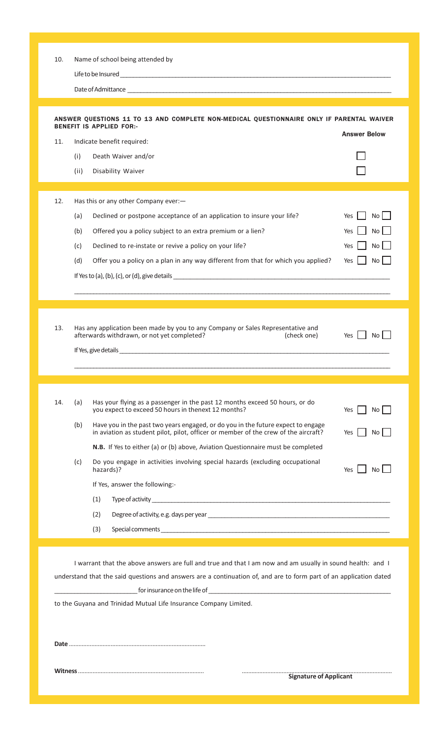10. Name of school being attended by

Life to be Insured ____________________________________________

Date of Admittance ____________________________________________

**ANSWER QUESTIONS 11 TO 13 AND COMPLETE NON-MEDICAL QUESTIONNAIRE ONLY IF PARENTAL WAIVER BENEFIT IS APPLIED FOR:-**

| | | | Answer Below |
|---|---|---|---|
| 11. | | Indicate benefit required: | |
| | (i) | Death Waiver and/or | ☐ |
| | (ii) | Disability Waiver | ☐ |

12. Has this or any other Company ever:—

| | | | |
|---|---|---|---|
| (a) | Declined or postpone acceptance of an application to insure your life? | Yes ☐ | No ☐ |
| (b) | Offered you a policy subject to an extra premium or a lien? | Yes ☐ | No ☐ |
| (c) | Declined to re-instate or revive a policy on your life? | Yes ☐ | No ☐ |
| (d) | Offer you a policy on a plan in any way different from that for which you applied? | Yes ☐ | No ☐ |

If Yes to (a), (b), (c), or (d), give details ____________________________________________

____________________________________________

13. Has any application been made by you to any Company or Sales Representative and afterwards withdrawn, or not yet completed? (check one) Yes ☐ No ☐

If Yes, give details ____________________________________________

____________________________________________

14.

| | | | |
|---|---|---|---|
| (a) | Has your flying as a passenger in the past 12 months exceed 50 hours, or do you expect to exceed 50 hours in thenext 12 months? | Yes ☐ | No ☐ |
| (b) | Have you in the past two years engaged, or do you in the future expect to engage in aviation as student pilot, pilot, officer or member of the crew of the aircraft? | Yes ☐ | No ☐ |

**N.B.** If Yes to either (a) or (b) above, Aviation Questionnaire must be completed

| | | | |
|---|---|---|---|
| (c) | Do you engage in activities involving special hazards (excluding occupational hazards)? | Yes ☐ | No ☐ |

If Yes, answer the following:-

(1) Type of activity ____________________________________________

(2) Degree of activity, e.g. days per year ____________________________________________

(3) Special comments ____________________________________________

I warrant that the above answers are full and true and that I am now and am usually in sound health: and I understand that the said questions and answers are a continuation of, and are to form part of an application dated ______________________ for insurance on the life of ____________________________________________ to the Guyana and Trinidad Mutual Life Insurance Company Limited.

**Date** ..................................................................................

**Witness** ..........................................................................

..........................................................................................
**Signature of Applicant**